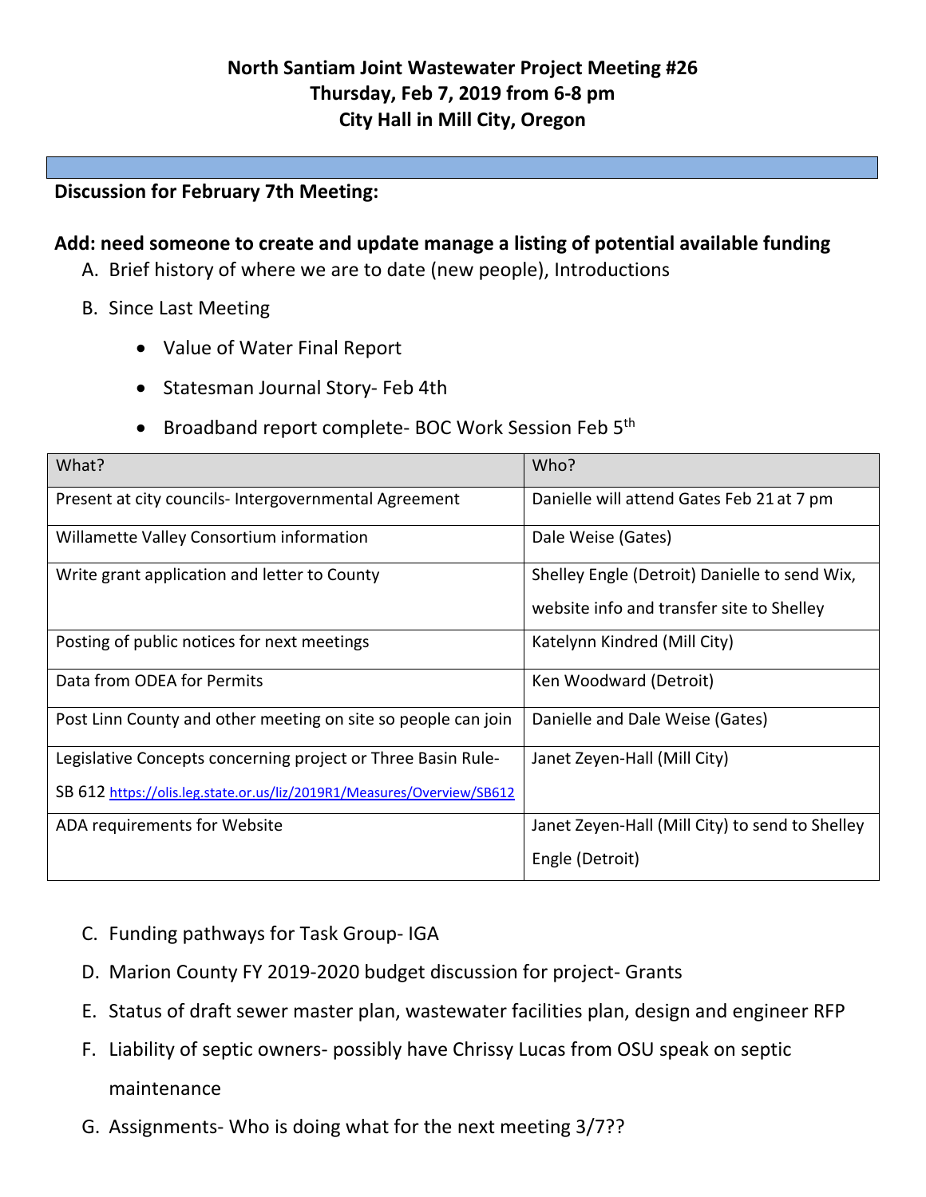# North Santiam Joint Wastewater Project Meeting #26
## Thursday, Feb 7, 2019 from 6-8 pm
## City Hall in Mill City, Oregon

**Discussion for February 7th Meeting:**

**Add: need someone to create and update manage a listing of potential available funding**

A. Brief history of where we are to date (new people), Introductions

B. Since Last Meeting

- Value of Water Final Report
- Statesman Journal Story- Feb 4th
- Broadband report complete- BOC Work Session Feb 5th

| What? | Who? |
| --- | --- |
| Present at city councils- Intergovernmental Agreement | Danielle will attend Gates Feb 21 at 7 pm |
| Willamette Valley Consortium information | Dale Weise (Gates) |
| Write grant application and letter to County | Shelley Engle (Detroit) Danielle to send Wix, website info and transfer site to Shelley |
| Posting of public notices for next meetings | Katelynn Kindred (Mill City) |
| Data from ODEA for Permits | Ken Woodward (Detroit) |
| Post Linn County and other meeting on site so people can join | Danielle and Dale Weise (Gates) |
| Legislative Concepts concerning project or Three Basin Rule- SB 612 https://olis.leg.state.or.us/liz/2019R1/Measures/Overview/SB612 | Janet Zeyen-Hall (Mill City) |
| ADA requirements for Website | Janet Zeyen-Hall (Mill City) to send to Shelley Engle (Detroit) |

C. Funding pathways for Task Group- IGA

D. Marion County FY 2019-2020 budget discussion for project- Grants

E. Status of draft sewer master plan, wastewater facilities plan, design and engineer RFP

F. Liability of septic owners- possibly have Chrissy Lucas from OSU speak on septic maintenance

G. Assignments- Who is doing what for the next meeting 3/7??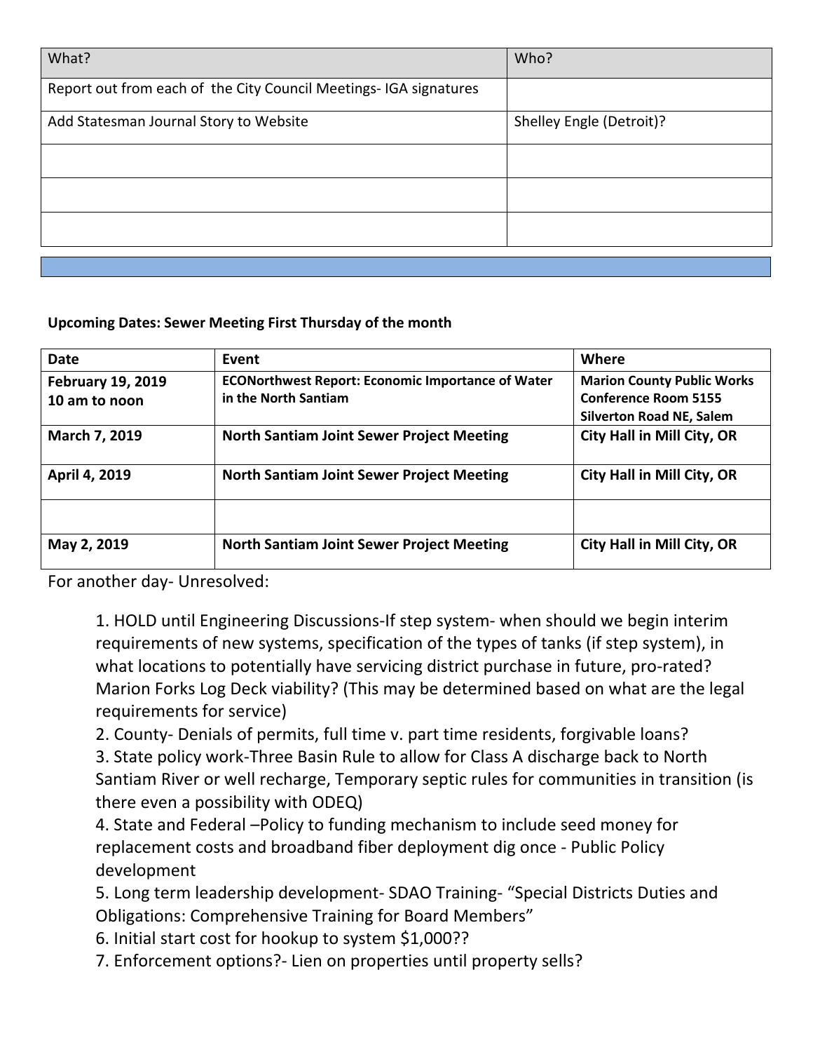| What? | Who? |
|---|---|
| Report out from each of the City Council Meetings- IGA signatures | |
| Add Statesman Journal Story to Website | Shelley Engle (Detroit)? |
| | |
| | |
| | |

**Upcoming Dates: Sewer Meeting First Thursday of the month**

| Date | Event | Where |
|---|---|---|
| **February 19, 2019 10 am to noon** | **ECONorthwest Report: Economic Importance of Water in the North Santiam** | **Marion County Public Works Conference Room 5155 Silverton Road NE, Salem** |
| **March 7, 2019** | **North Santiam Joint Sewer Project Meeting** | **City Hall in Mill City, OR** |
| **April 4, 2019** | **North Santiam Joint Sewer Project Meeting** | **City Hall in Mill City, OR** |
| | | |
| **May 2, 2019** | **North Santiam Joint Sewer Project Meeting** | **City Hall in Mill City, OR** |

For another day- Unresolved:

1. HOLD until Engineering Discussions-If step system- when should we begin interim requirements of new systems, specification of the types of tanks (if step system), in what locations to potentially have servicing district purchase in future, pro-rated? Marion Forks Log Deck viability? (This may be determined based on what are the legal requirements for service)
2. County- Denials of permits, full time v. part time residents, forgivable loans?
3. State policy work-Three Basin Rule to allow for Class A discharge back to North Santiam River or well recharge, Temporary septic rules for communities in transition (is there even a possibility with ODEQ)
4. State and Federal –Policy to funding mechanism to include seed money for replacement costs and broadband fiber deployment dig once - Public Policy development
5. Long term leadership development- SDAO Training- "Special Districts Duties and Obligations: Comprehensive Training for Board Members"
6. Initial start cost for hookup to system $1,000??
7. Enforcement options?- Lien on properties until property sells?